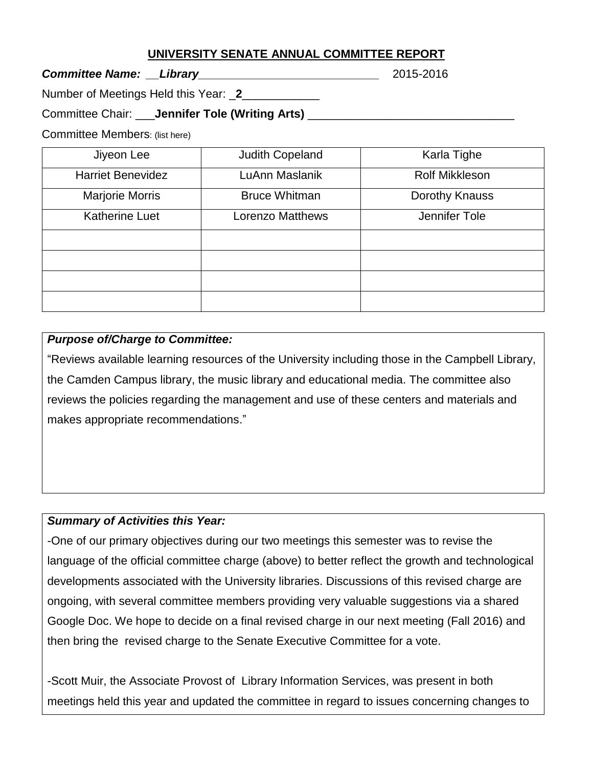## UNIVERSITY SENATE ANNUAL COMMITTEE REPORT

***Committee Name:*** ***Library*** 2015-2016

Number of Meetings Held this Year: **2**

Committee Chair: **Jennifer Tole (Writing Arts)**

Committee Members: (list here)

| | | |
|---|---|---|
| Jiyeon Lee | Judith Copeland | Karla Tighe |
| Harriet Benevidez | LuAnn Maslanik | Rolf Mikkleson |
| Marjorie Morris | Bruce Whitman | Dorothy Knauss |
| Katherine Luet | Lorenzo Matthews | Jennifer Tole |
| | | |
| | | |
| | | |
| | | |

***Purpose of/Charge to Committee:***

"Reviews available learning resources of the University including those in the Campbell Library, the Camden Campus library, the music library and educational media. The committee also reviews the policies regarding the management and use of these centers and materials and makes appropriate recommendations."

***Summary of Activities this Year:***

-One of our primary objectives during our two meetings this semester was to revise the language of the official committee charge (above) to better reflect the growth and technological developments associated with the University libraries. Discussions of this revised charge are ongoing, with several committee members providing very valuable suggestions via a shared Google Doc. We hope to decide on a final revised charge in our next meeting (Fall 2016) and then bring the revised charge to the Senate Executive Committee for a vote.

-Scott Muir, the Associate Provost of Library Information Services, was present in both meetings held this year and updated the committee in regard to issues concerning changes to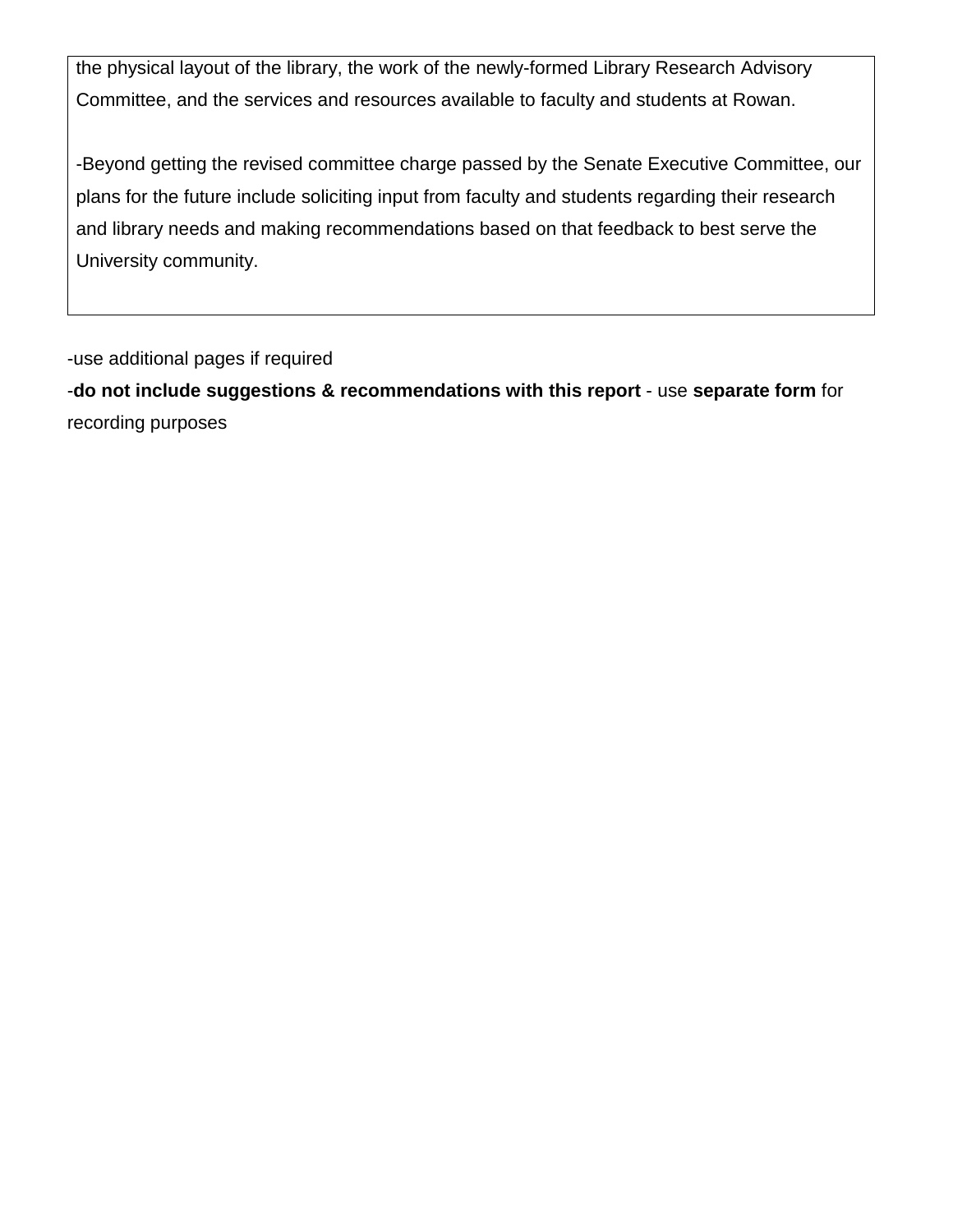the physical layout of the library, the work of the newly-formed Library Research Advisory Committee, and the services and resources available to faculty and students at Rowan.

-Beyond getting the revised committee charge passed by the Senate Executive Committee, our plans for the future include soliciting input from faculty and students regarding their research and library needs and making recommendations based on that feedback to best serve the University community.

-use additional pages if required

-**do not include suggestions & recommendations with this report** - use **separate form** for recording purposes